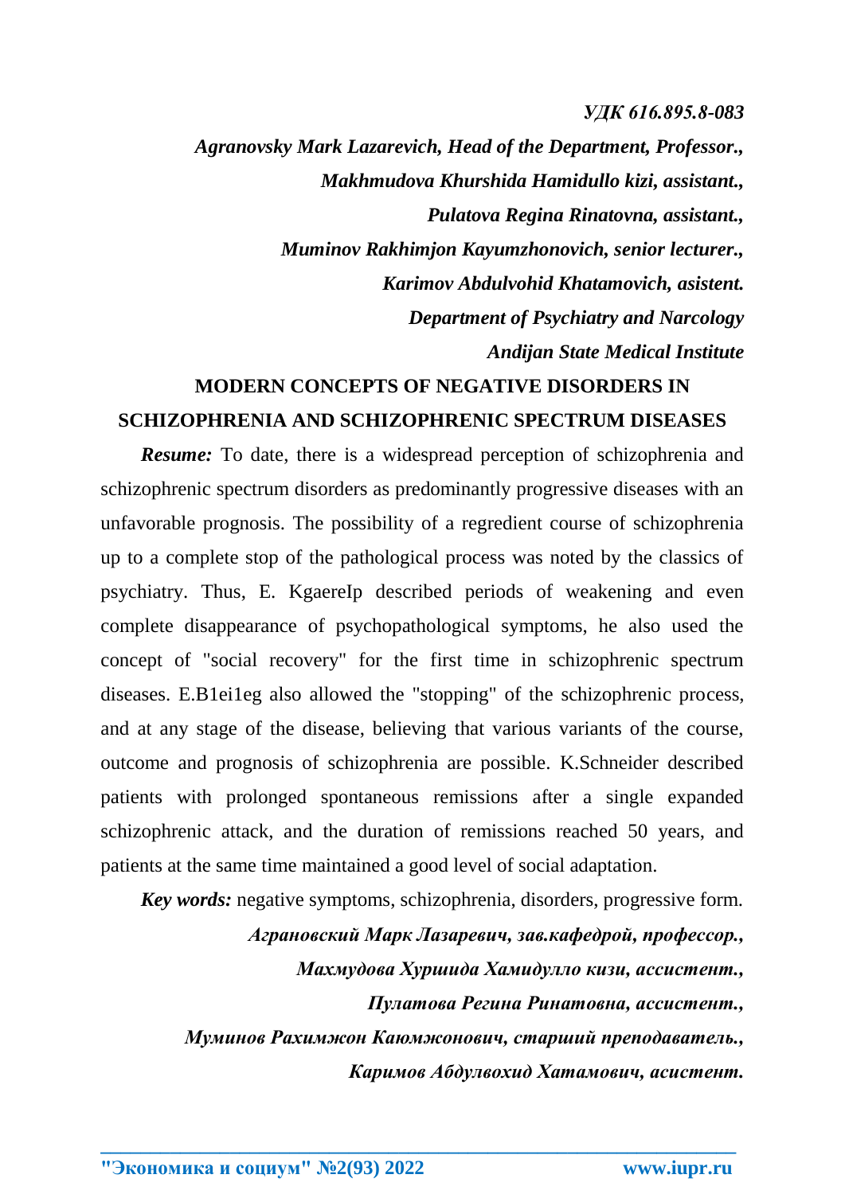*УДК 616.895.8-083*

***Agranovsky Mark Lazarevich, Head of the Department, Professor.,***

***Makhmudova Khurshida Hamidullo kizi, assistant.,***

***Pulatova Regina Rinatovna, assistant.,***

***Muminov Rakhimjon Kayumzhonovich, senior lecturer.,***

***Karimov Abdulvohid Khatamovich, asistent.***

***Department of Psychiatry and Narcology***

***Andijan State Medical Institute***

## MODERN CONCEPTS OF NEGATIVE DISORDERS IN SCHIZOPHRENIA AND SCHIZOPHRENIC SPECTRUM DISEASES

***Resume:*** To date, there is a widespread perception of schizophrenia and schizophrenic spectrum disorders as predominantly progressive diseases with an unfavorable prognosis. The possibility of a regredient course of schizophrenia up to a complete stop of the pathological process was noted by the classics of psychiatry. Thus, E. KgaereIp described periods of weakening and even complete disappearance of psychopathological symptoms, he also used the concept of "social recovery" for the first time in schizophrenic spectrum diseases. E.B1ei1eg also allowed the "stopping" of the schizophrenic process, and at any stage of the disease, believing that various variants of the course, outcome and prognosis of schizophrenia are possible. K.Schneider described patients with prolonged spontaneous remissions after a single expanded schizophrenic attack, and the duration of remissions reached 50 years, and patients at the same time maintained a good level of social adaptation.

***Key words:*** negative symptoms, schizophrenia, disorders, progressive form.

***Аграновский Марк Лазаревич, зав.кафедрой, профессор.,***

***Махмудова Хуршида Хамидулло кизи, ассистент.,***

***Пулатова Регина Ринатовна, ассистент.,***

***Муминов Рахимжон Каюмжонович, старший преподаватель.,***

***Каримов Абдулвохид Хатамович, асистент.***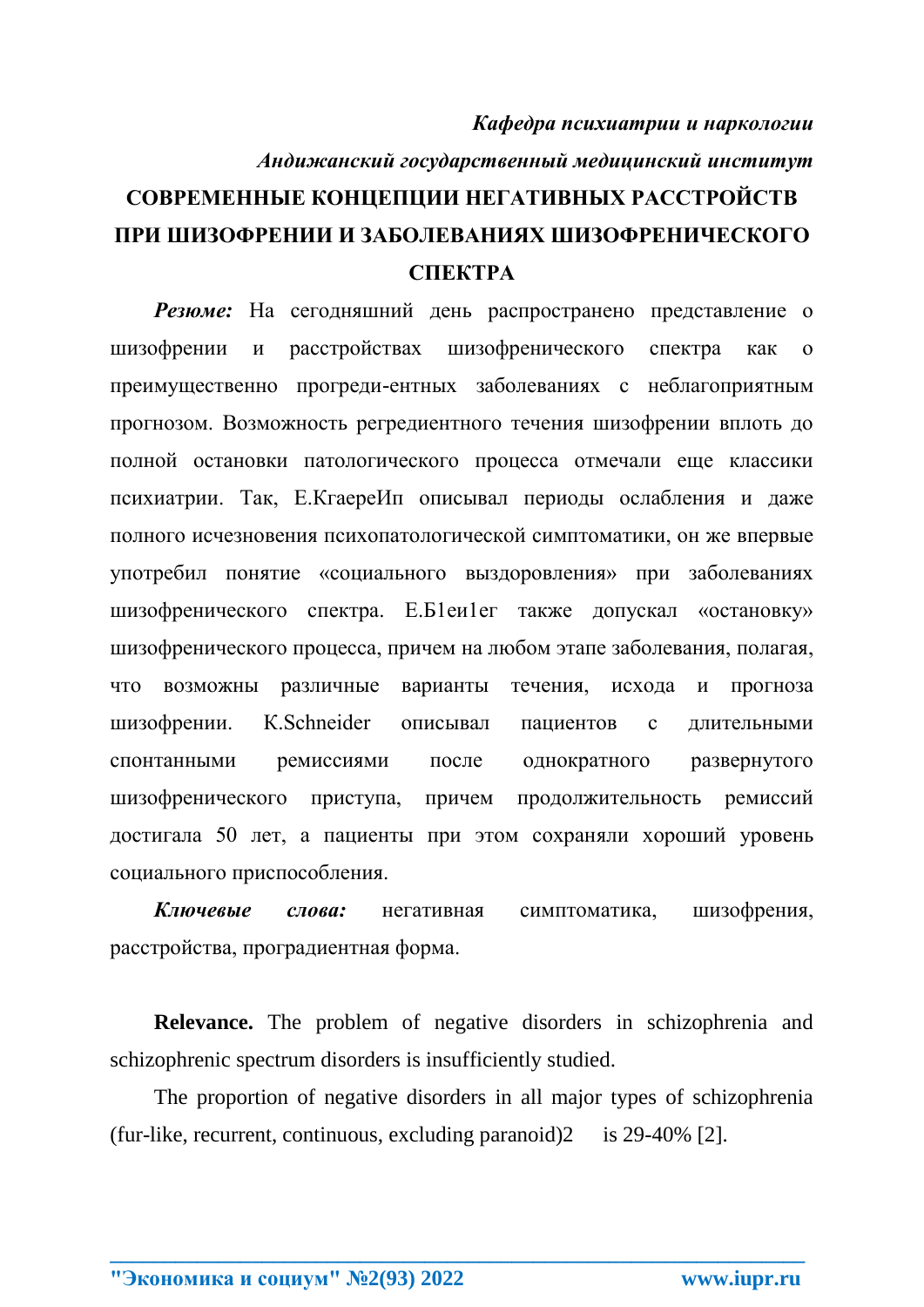*Кафедра психиатрии и наркологии*

*Андижанский государственный медицинский институт*

# СОВРЕМЕННЫЕ КОНЦЕПЦИИ НЕГАТИВНЫХ РАССТРОЙСТВ ПРИ ШИЗОФРЕНИИ И ЗАБОЛЕВАНИЯХ ШИЗОФРЕНИЧЕСКОГО СПЕКТРА

***Резюме:*** На сегодняшний день распространено представление о шизофрении и расстройствах шизофренического спектра как о преимущественно прогреди-ентных заболеваниях с неблагоприятным прогнозом. Возможность регредиентного течения шизофрении вплоть до полной остановки патологического процесса отмечали еще классики психиатрии. Так, Е.КгаереИп описывал периоды ослабления и даже полного исчезновения психопатологической симптоматики, он же впервые употребил понятие «социального выздоровления» при заболеваниях шизофренического спектра. Е.Б1еи1ег также допускал «остановку» шизофренического процесса, причем на любом этапе заболевания, полагая, что возможны различные варианты течения, исхода и прогноза шизофрении. K.Schneider описывал пациентов с длительными спонтанными ремиссиями после однократного развернутого шизофренического приступа, причем продолжительность ремиссий достигала 50 лет, а пациенты при этом сохраняли хороший уровень социального приспособления.

***Ключевые слова:*** негативная симптоматика, шизофрения, расстройства, проградиентная форма.

**Relevance.** The problem of negative disorders in schizophrenia and schizophrenic spectrum disorders is insufficiently studied.

The proportion of negative disorders in all major types of schizophrenia (fur-like, recurrent, continuous, excluding paranoid)2 is 29-40% [2].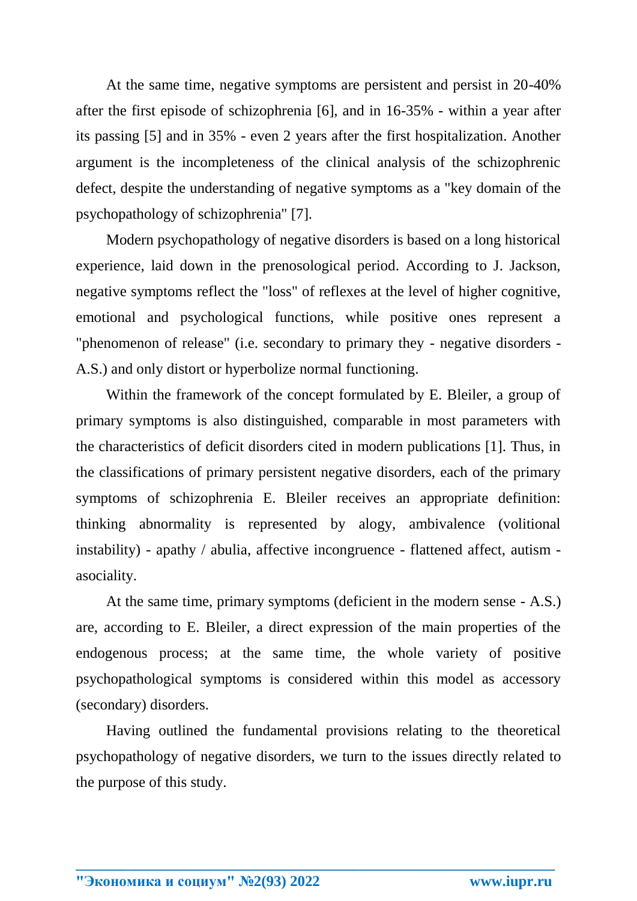At the same time, negative symptoms are persistent and persist in 20-40% after the first episode of schizophrenia [6], and in 16-35% - within a year after its passing [5] and in 35% - even 2 years after the first hospitalization. Another argument is the incompleteness of the clinical analysis of the schizophrenic defect, despite the understanding of negative symptoms as a "key domain of the psychopathology of schizophrenia" [7].

Modern psychopathology of negative disorders is based on a long historical experience, laid down in the prenosological period. According to J. Jackson, negative symptoms reflect the "loss" of reflexes at the level of higher cognitive, emotional and psychological functions, while positive ones represent a "phenomenon of release" (i.e. secondary to primary they - negative disorders - A.S.) and only distort or hyperbolize normal functioning.

Within the framework of the concept formulated by E. Bleiler, a group of primary symptoms is also distinguished, comparable in most parameters with the characteristics of deficit disorders cited in modern publications [1]. Thus, in the classifications of primary persistent negative disorders, each of the primary symptoms of schizophrenia E. Bleiler receives an appropriate definition: thinking abnormality is represented by alogy, ambivalence (volitional instability) - apathy / abulia, affective incongruence - flattened affect, autism - asociality.

At the same time, primary symptoms (deficient in the modern sense - A.S.) are, according to E. Bleiler, a direct expression of the main properties of the endogenous process; at the same time, the whole variety of positive psychopathological symptoms is considered within this model as accessory (secondary) disorders.

Having outlined the fundamental provisions relating to the theoretical psychopathology of negative disorders, we turn to the issues directly related to the purpose of this study.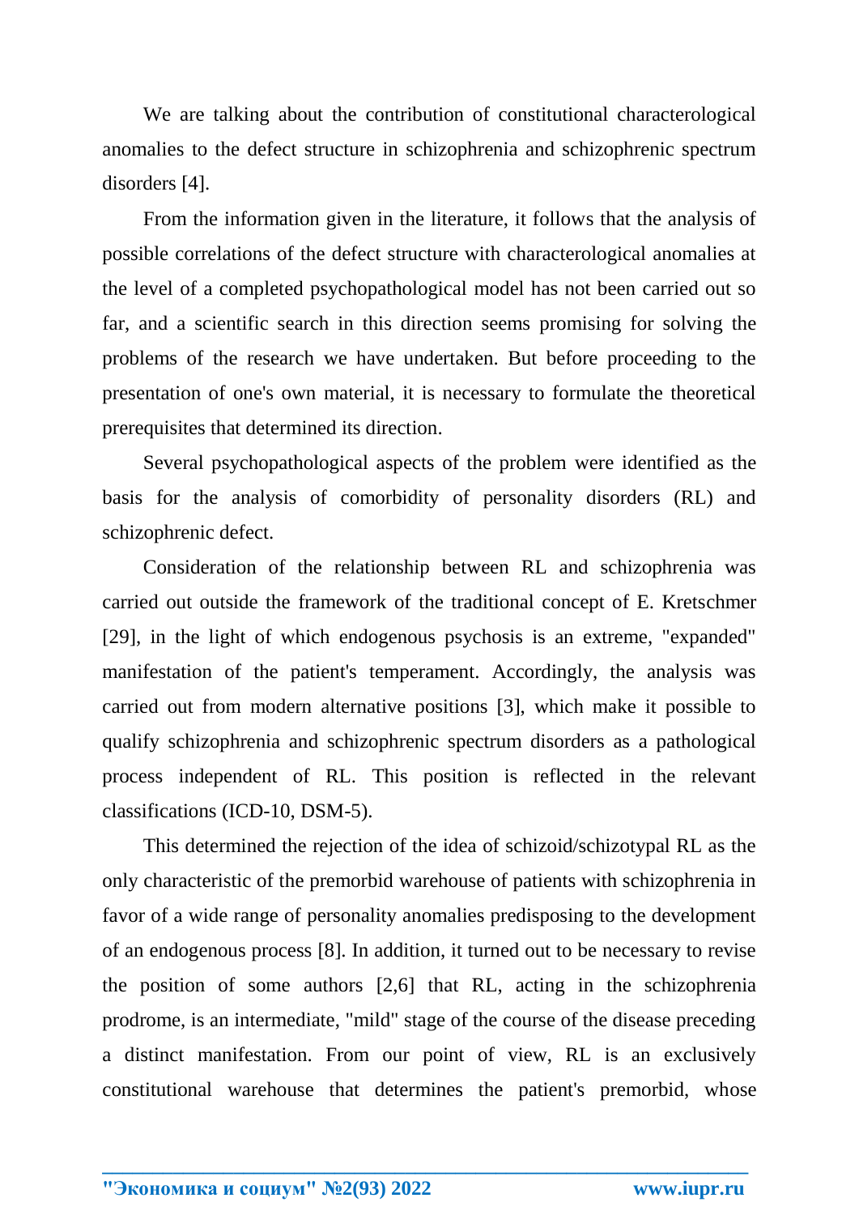We are talking about the contribution of constitutional characterological anomalies to the defect structure in schizophrenia and schizophrenic spectrum disorders [4].

From the information given in the literature, it follows that the analysis of possible correlations of the defect structure with characterological anomalies at the level of a completed psychopathological model has not been carried out so far, and a scientific search in this direction seems promising for solving the problems of the research we have undertaken. But before proceeding to the presentation of one's own material, it is necessary to formulate the theoretical prerequisites that determined its direction.

Several psychopathological aspects of the problem were identified as the basis for the analysis of comorbidity of personality disorders (RL) and schizophrenic defect.

Consideration of the relationship between RL and schizophrenia was carried out outside the framework of the traditional concept of E. Kretschmer [29], in the light of which endogenous psychosis is an extreme, "expanded" manifestation of the patient's temperament. Accordingly, the analysis was carried out from modern alternative positions [3], which make it possible to qualify schizophrenia and schizophrenic spectrum disorders as a pathological process independent of RL. This position is reflected in the relevant classifications (ICD-10, DSM-5).

This determined the rejection of the idea of schizoid/schizotypal RL as the only characteristic of the premorbid warehouse of patients with schizophrenia in favor of a wide range of personality anomalies predisposing to the development of an endogenous process [8]. In addition, it turned out to be necessary to revise the position of some authors [2,6] that RL, acting in the schizophrenia prodrome, is an intermediate, "mild" stage of the course of the disease preceding a distinct manifestation. From our point of view, RL is an exclusively constitutional warehouse that determines the patient's premorbid, whose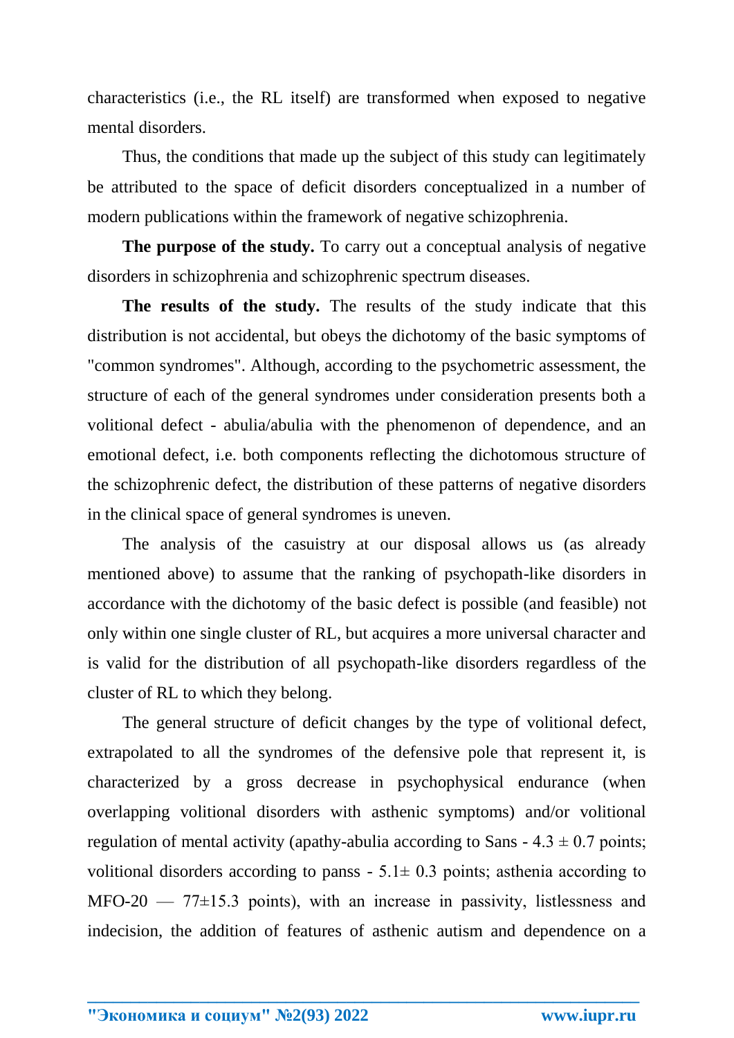characteristics (i.e., the RL itself) are transformed when exposed to negative mental disorders.

Thus, the conditions that made up the subject of this study can legitimately be attributed to the space of deficit disorders conceptualized in a number of modern publications within the framework of negative schizophrenia.

**The purpose of the study.** To carry out a conceptual analysis of negative disorders in schizophrenia and schizophrenic spectrum diseases.

**The results of the study.** The results of the study indicate that this distribution is not accidental, but obeys the dichotomy of the basic symptoms of "common syndromes". Although, according to the psychometric assessment, the structure of each of the general syndromes under consideration presents both a volitional defect - abulia/abulia with the phenomenon of dependence, and an emotional defect, i.e. both components reflecting the dichotomous structure of the schizophrenic defect, the distribution of these patterns of negative disorders in the clinical space of general syndromes is uneven.

The analysis of the casuistry at our disposal allows us (as already mentioned above) to assume that the ranking of psychopath-like disorders in accordance with the dichotomy of the basic defect is possible (and feasible) not only within one single cluster of RL, but acquires a more universal character and is valid for the distribution of all psychopath-like disorders regardless of the cluster of RL to which they belong.

The general structure of deficit changes by the type of volitional defect, extrapolated to all the syndromes of the defensive pole that represent it, is characterized by a gross decrease in psychophysical endurance (when overlapping volitional disorders with asthenic symptoms) and/or volitional regulation of mental activity (apathy-abulia according to Sans - $4.3 \pm 0.7$ points; volitional disorders according to panss - $5.1 \pm 0.3$ points; asthenia according to MFO-20 — $77 \pm 15.3$ points), with an increase in passivity, listlessness and indecision, the addition of features of asthenic autism and dependence on a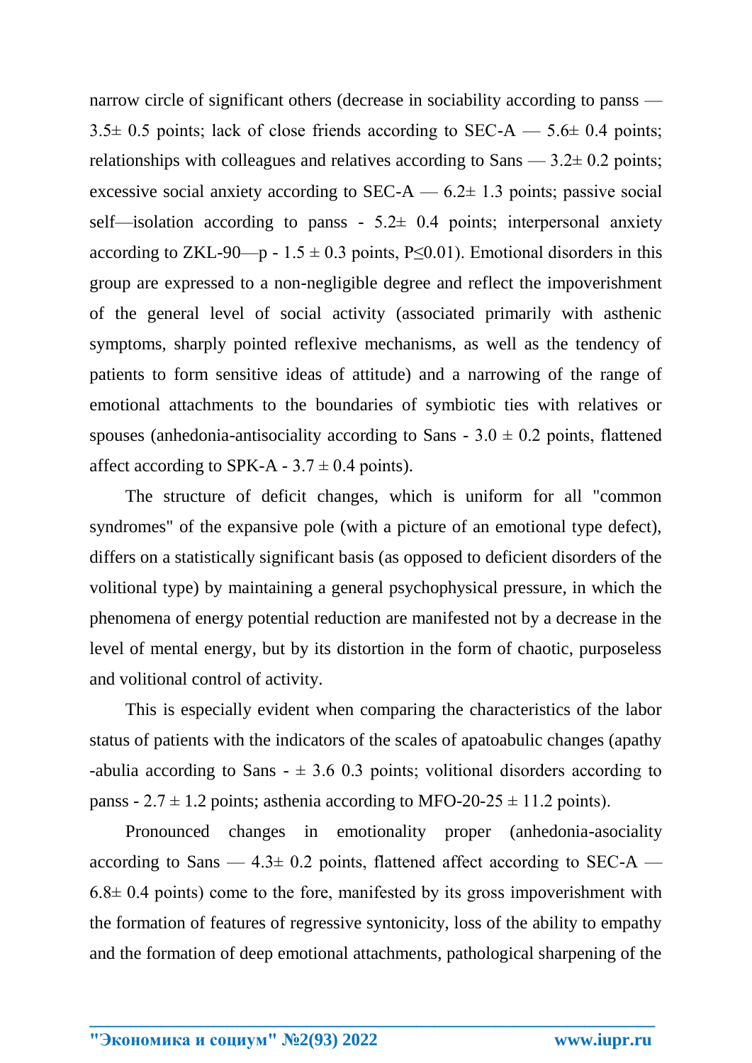narrow circle of significant others (decrease in sociability according to panss — 3.5± 0.5 points; lack of close friends according to SEC-A — 5.6± 0.4 points; relationships with colleagues and relatives according to Sans — 3.2± 0.2 points; excessive social anxiety according to SEC-A — 6.2± 1.3 points; passive social self—isolation according to panss - 5.2± 0.4 points; interpersonal anxiety according to ZKL-90—p - 1.5 ± 0.3 points, $P \leq 0.01$). Emotional disorders in this group are expressed to a non-negligible degree and reflect the impoverishment of the general level of social activity (associated primarily with asthenic symptoms, sharply pointed reflexive mechanisms, as well as the tendency of patients to form sensitive ideas of attitude) and a narrowing of the range of emotional attachments to the boundaries of symbiotic ties with relatives or spouses (anhedonia-antisociality according to Sans - 3.0 ± 0.2 points, flattened affect according to SPK-A - 3.7 ± 0.4 points).

The structure of deficit changes, which is uniform for all "common syndromes" of the expansive pole (with a picture of an emotional type defect), differs on a statistically significant basis (as opposed to deficient disorders of the volitional type) by maintaining a general psychophysical pressure, in which the phenomena of energy potential reduction are manifested not by a decrease in the level of mental energy, but by its distortion in the form of chaotic, purposeless and volitional control of activity.

This is especially evident when comparing the characteristics of the labor status of patients with the indicators of the scales of apatoabulic changes (apathy -abulia according to Sans - ± 3.6 0.3 points; volitional disorders according to panss - 2.7 ± 1.2 points; asthenia according to MFO-20-25 ± 11.2 points).

Pronounced changes in emotionality proper (anhedonia-asociality according to Sans — 4.3± 0.2 points, flattened affect according to SEC-A — 6.8± 0.4 points) come to the fore, manifested by its gross impoverishment with the formation of features of regressive syntonicity, loss of the ability to empathy and the formation of deep emotional attachments, pathological sharpening of the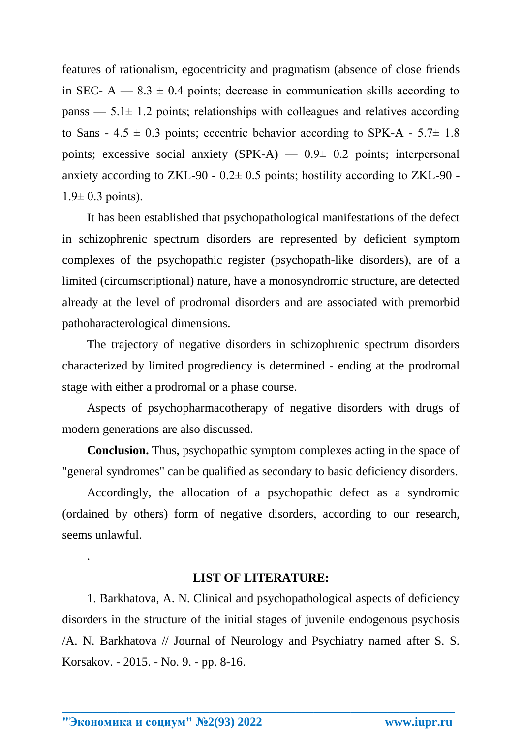features of rationalism, egocentricity and pragmatism (absence of close friends in SEC- A — 8.3 ± 0.4 points; decrease in communication skills according to panss — 5.1± 1.2 points; relationships with colleagues and relatives according to Sans - 4.5 ± 0.3 points; eccentric behavior according to SPK-A - 5.7± 1.8 points; excessive social anxiety (SPK-A) — 0.9± 0.2 points; interpersonal anxiety according to ZKL-90 - 0.2± 0.5 points; hostility according to ZKL-90 - 1.9± 0.3 points).

It has been established that psychopathological manifestations of the defect in schizophrenic spectrum disorders are represented by deficient symptom complexes of the psychopathic register (psychopath-like disorders), are of a limited (circumscriptional) nature, have a monosyndromic structure, are detected already at the level of prodromal disorders and are associated with premorbid pathoharacterological dimensions.

The trajectory of negative disorders in schizophrenic spectrum disorders characterized by limited progrediency is determined - ending at the prodromal stage with either a prodromal or a phase course.

Aspects of psychopharmacotherapy of negative disorders with drugs of modern generations are also discussed.

**Conclusion.** Thus, psychopathic symptom complexes acting in the space of "general syndromes" can be qualified as secondary to basic deficiency disorders.

Accordingly, the allocation of a psychopathic defect as a syndromic (ordained by others) form of negative disorders, according to our research, seems unlawful.

.

**LIST OF LITERATURE:**

1. Barkhatova, A. N. Clinical and psychopathological aspects of deficiency disorders in the structure of the initial stages of juvenile endogenous psychosis /A. N. Barkhatova // Journal of Neurology and Psychiatry named after S. S. Korsakov. - 2015. - No. 9. - pp. 8-16.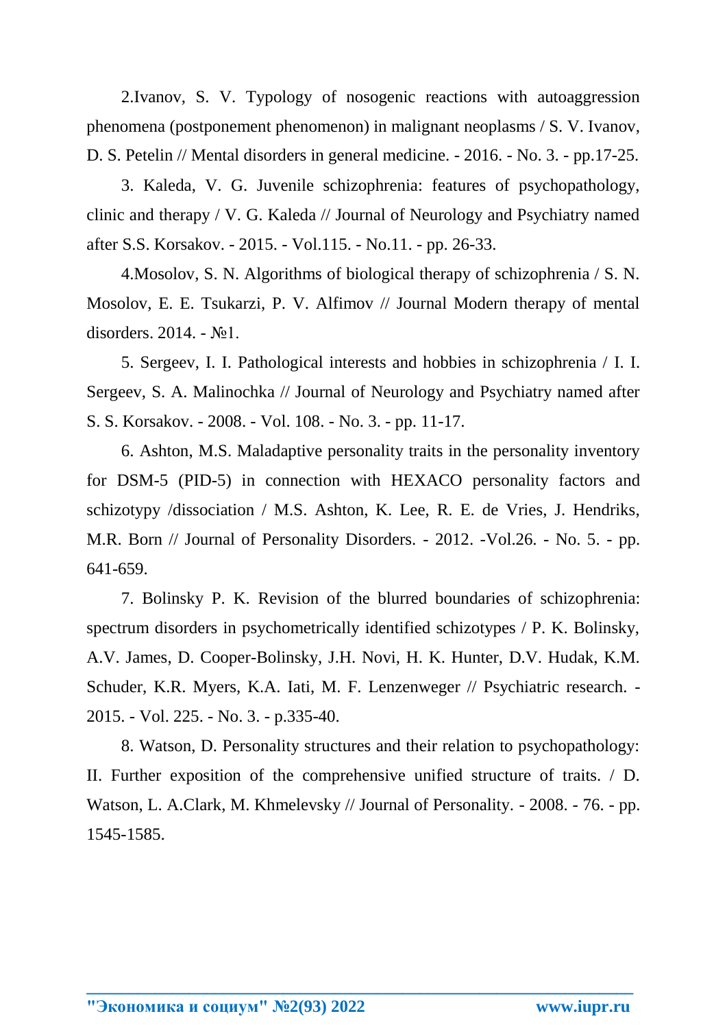2.Ivanov, S. V. Typology of nosogenic reactions with autoaggression phenomena (postponement phenomenon) in malignant neoplasms / S. V. Ivanov, D. S. Petelin // Mental disorders in general medicine. - 2016. - No. 3. - pp.17-25.

3. Kaleda, V. G. Juvenile schizophrenia: features of psychopathology, clinic and therapy / V. G. Kaleda // Journal of Neurology and Psychiatry named after S.S. Korsakov. - 2015. - Vol.115. - No.11. - pp. 26-33.

4.Mosolov, S. N. Algorithms of biological therapy of schizophrenia / S. N. Mosolov, E. E. Tsukarzi, P. V. Alfimov // Journal Modern therapy of mental disorders. 2014. - №1.

5. Sergeev, I. I. Pathological interests and hobbies in schizophrenia / I. I. Sergeev, S. A. Malinochka // Journal of Neurology and Psychiatry named after S. S. Korsakov. - 2008. - Vol. 108. - No. 3. - pp. 11-17.

6. Ashton, M.S. Maladaptive personality traits in the personality inventory for DSM-5 (PID-5) in connection with HEXACO personality factors and schizotypy /dissociation / M.S. Ashton, K. Lee, R. E. de Vries, J. Hendriks, M.R. Born // Journal of Personality Disorders. - 2012. -Vol.26. - No. 5. - pp. 641-659.

7. Bolinsky P. K. Revision of the blurred boundaries of schizophrenia: spectrum disorders in psychometrically identified schizotypes / P. K. Bolinsky, A.V. James, D. Cooper-Bolinsky, J.H. Novi, H. K. Hunter, D.V. Hudak, K.M. Schuder, K.R. Myers, K.A. Iati, M. F. Lenzenweger // Psychiatric research. - 2015. - Vol. 225. - No. 3. - p.335-40.

8. Watson, D. Personality structures and their relation to psychopathology: II. Further exposition of the comprehensive unified structure of traits. / D. Watson, L. A.Clark, M. Khmelevsky // Journal of Personality. - 2008. - 76. - pp. 1545-1585.